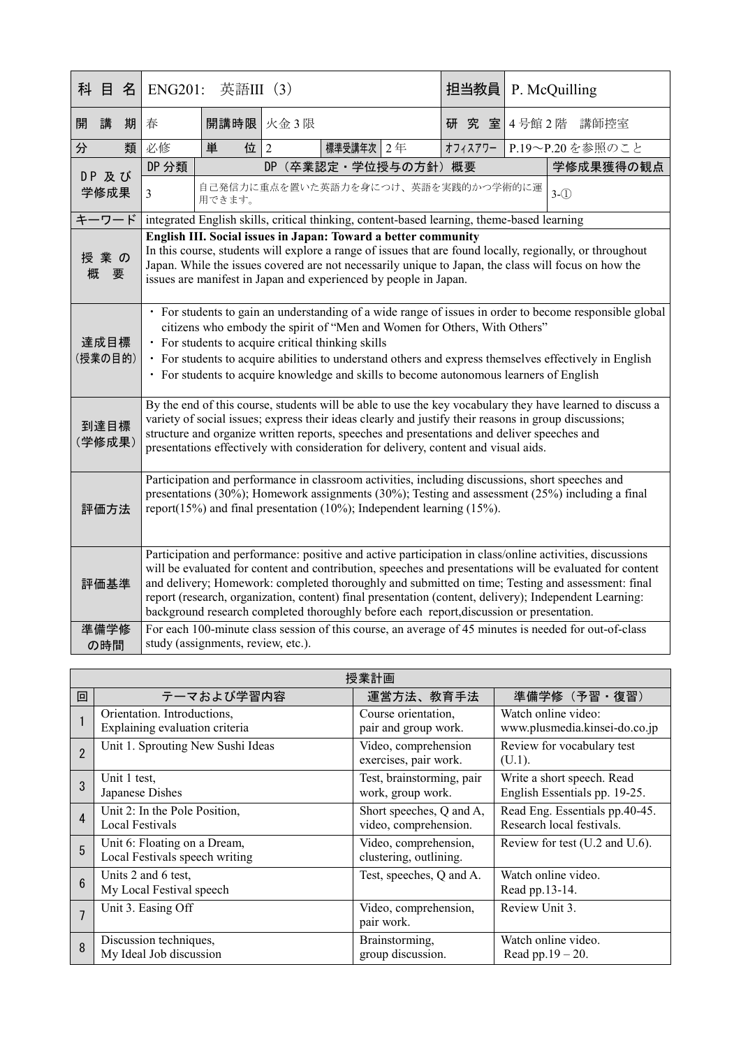| 科目名 | ENG201: 英語III (3) | | | | | 担当教員 | P. McQuilling |
|---|---|---|---|---|---|---|---|
| 開講期 | 春 | 開講時限 | 火金3限 | | | 研究室 | 4号館2階 講師控室 |
| 分類 | 必修 | 単位 | 2 | 標準受講年次 | 2年 | ｵﾌｨｽｱﾜｰ | P.19〜P.20を参照のこと |
| DP及び学修成果 | DP分類 | DP（卒業認定・学位授与の方針）概要 | | | | | 学修成果獲得の観点 |
| | 3 | 自己発信力に重点を置いた英語力を身につけ、英語を実践的かつ学術的に運用できます。 | | | | | 3-① |
| キーワード | integrated English skills, critical thinking, content-based learning, theme-based learning | | | | | | |
| 授業の概要 | **English III. Social issues in Japan: Toward a better community**<br>In this course, students will explore a range of issues that are found locally, regionally, or throughout Japan. While the issues covered are not necessarily unique to Japan, the class will focus on how the issues are manifest in Japan and experienced by people in Japan. | | | | | | |
| 達成目標（授業の目的） | ・For students to gain an understanding of a wide range of issues in order to become responsible global citizens who embody the spirit of "Men and Women for Others, With Others"<br>・For students to acquire critical thinking skills<br>・For students to acquire abilities to understand others and express themselves effectively in English<br>・For students to acquire knowledge and skills to become autonomous learners of English | | | | | | |
| 到達目標（学修成果） | By the end of this course, students will be able to use the key vocabulary they have learned to discuss a variety of social issues; express their ideas clearly and justify their reasons in group discussions; structure and organize written reports, speeches and presentations and deliver speeches and presentations effectively with consideration for delivery, content and visual aids. | | | | | | |
| 評価方法 | Participation and performance in classroom activities, including discussions, short speeches and presentations (30%); Homework assignments (30%); Testing and assessment (25%) including a final report(15%) and final presentation (10%); Independent learning (15%). | | | | | | |
| 評価基準 | Participation and performance: positive and active participation in class/online activities, discussions will be evaluated for content and contribution, speeches and presentations will be evaluated for content and delivery; Homework: completed thoroughly and submitted on time; Testing and assessment: final report (research, organization, content) final presentation (content, delivery); Independent Learning: background research completed thoroughly before each report,discussion or presentation. | | | | | | |
| 準備学修の時間 | For each 100-minute class session of this course, an average of 45 minutes is needed for out-of-class study (assignments, review, etc.). | | | | | | |

**授業計画**

| 回 | テーマおよび学習内容 | 運営方法、教育手法 | 準備学修（予習・復習） |
|---|---|---|---|
| 1 | Orientation. Introductions, Explaining evaluation criteria | Course orientation, pair and group work. | Watch online video: www.plusmedia.kinsei-do.co.jp |
| 2 | Unit 1. Sprouting New Sushi Ideas | Video, comprehension exercises, pair work. | Review for vocabulary test (U.1). |
| 3 | Unit 1 test, Japanese Dishes | Test, brainstorming, pair work, group work. | Write a short speech. Read English Essentials pp. 19-25. |
| 4 | Unit 2: In the Pole Position, Local Festivals | Short speeches, Q and A, video, comprehension. | Read Eng. Essentials pp.40-45. Research local festivals. |
| 5 | Unit 6: Floating on a Dream, Local Festivals speech writing | Video, comprehension, clustering, outlining. | Review for test (U.2 and U.6). |
| 6 | Units 2 and 6 test, My Local Festival speech | Test, speeches, Q and A. | Watch online video. Read pp.13-14. |
| 7 | Unit 3. Easing Off | Video, comprehension, pair work. | Review Unit 3. |
| 8 | Discussion techniques, My Ideal Job discussion | Brainstorming, group discussion. | Watch online video. Read pp.19 – 20. |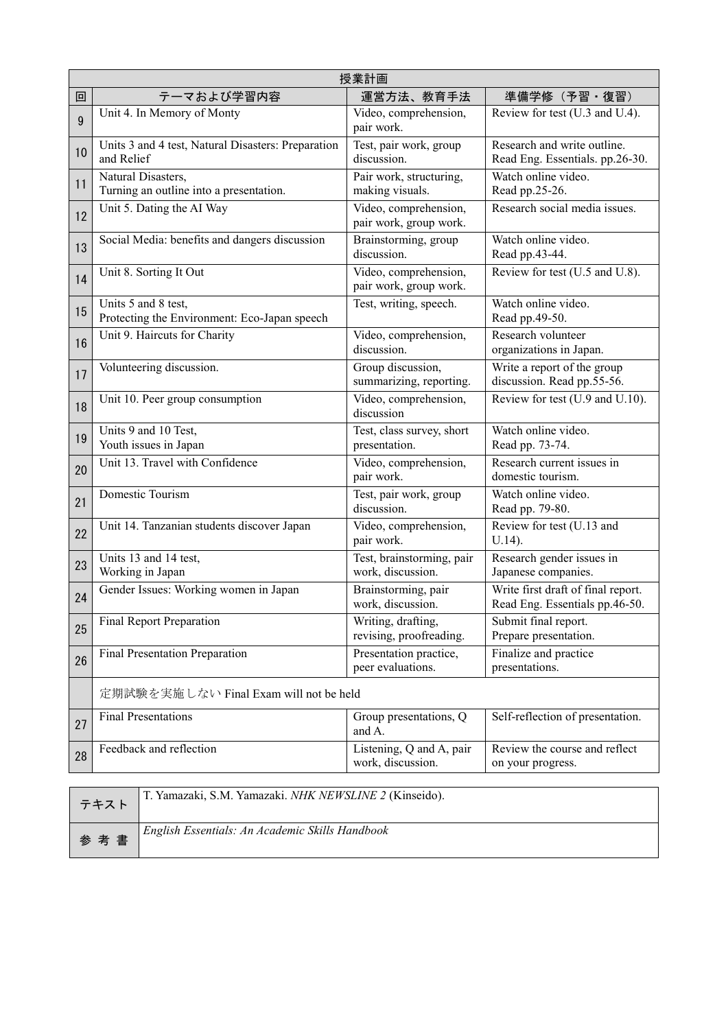| 授業計画 | | | |
|---|---|---|---|
| 回 | テーマおよび学習内容 | 運営方法、教育手法 | 準備学修（予習・復習） |
| 9 | Unit 4. In Memory of Monty | Video, comprehension, pair work. | Review for test (U.3 and U.4). |
| 10 | Units 3 and 4 test, Natural Disasters: Preparation and Relief | Test, pair work, group discussion. | Research and write outline. Read Eng. Essentials. pp.26-30. |
| 11 | Natural Disasters, Turning an outline into a presentation. | Pair work, structuring, making visuals. | Watch online video. Read pp.25-26. |
| 12 | Unit 5. Dating the AI Way | Video, comprehension, pair work, group work. | Research social media issues. |
| 13 | Social Media: benefits and dangers discussion | Brainstorming, group discussion. | Watch online video. Read pp.43-44. |
| 14 | Unit 8. Sorting It Out | Video, comprehension, pair work, group work. | Review for test (U.5 and U.8). |
| 15 | Units 5 and 8 test, Protecting the Environment: Eco-Japan speech | Test, writing, speech. | Watch online video. Read pp.49-50. |
| 16 | Unit 9. Haircuts for Charity | Video, comprehension, discussion. | Research volunteer organizations in Japan. |
| 17 | Volunteering discussion. | Group discussion, summarizing, reporting. | Write a report of the group discussion. Read pp.55-56. |
| 18 | Unit 10. Peer group consumption | Video, comprehension, discussion | Review for test (U.9 and U.10). |
| 19 | Units 9 and 10 Test, Youth issues in Japan | Test, class survey, short presentation. | Watch online video. Read pp. 73-74. |
| 20 | Unit 13. Travel with Confidence | Video, comprehension, pair work. | Research current issues in domestic tourism. |
| 21 | Domestic Tourism | Test, pair work, group discussion. | Watch online video. Read pp. 79-80. |
| 22 | Unit 14. Tanzanian students discover Japan | Video, comprehension, pair work. | Review for test (U.13 and U.14). |
| 23 | Units 13 and 14 test, Working in Japan | Test, brainstorming, pair work, discussion. | Research gender issues in Japanese companies. |
| 24 | Gender Issues: Working women in Japan | Brainstorming, pair work, discussion. | Write first draft of final report. Read Eng. Essentials pp.46-50. |
| 25 | Final Report Preparation | Writing, drafting, revising, proofreading. | Submit final report. Prepare presentation. |
| 26 | Final Presentation Preparation | Presentation practice, peer evaluations. | Finalize and practice presentations. |
| | 定期試験を実施しない Final Exam will not be held | | |
| 27 | Final Presentations | Group presentations, Q and A. | Self-reflection of presentation. |
| 28 | Feedback and reflection | Listening, Q and A, pair work, discussion. | Review the course and reflect on your progress. |

| | |
|---|---|
| テキスト | T. Yamazaki, S.M. Yamazaki. *NHK NEWSLINE 2* (Kinseido). |
| 参考書 | *English Essentials: An Academic Skills Handbook* |